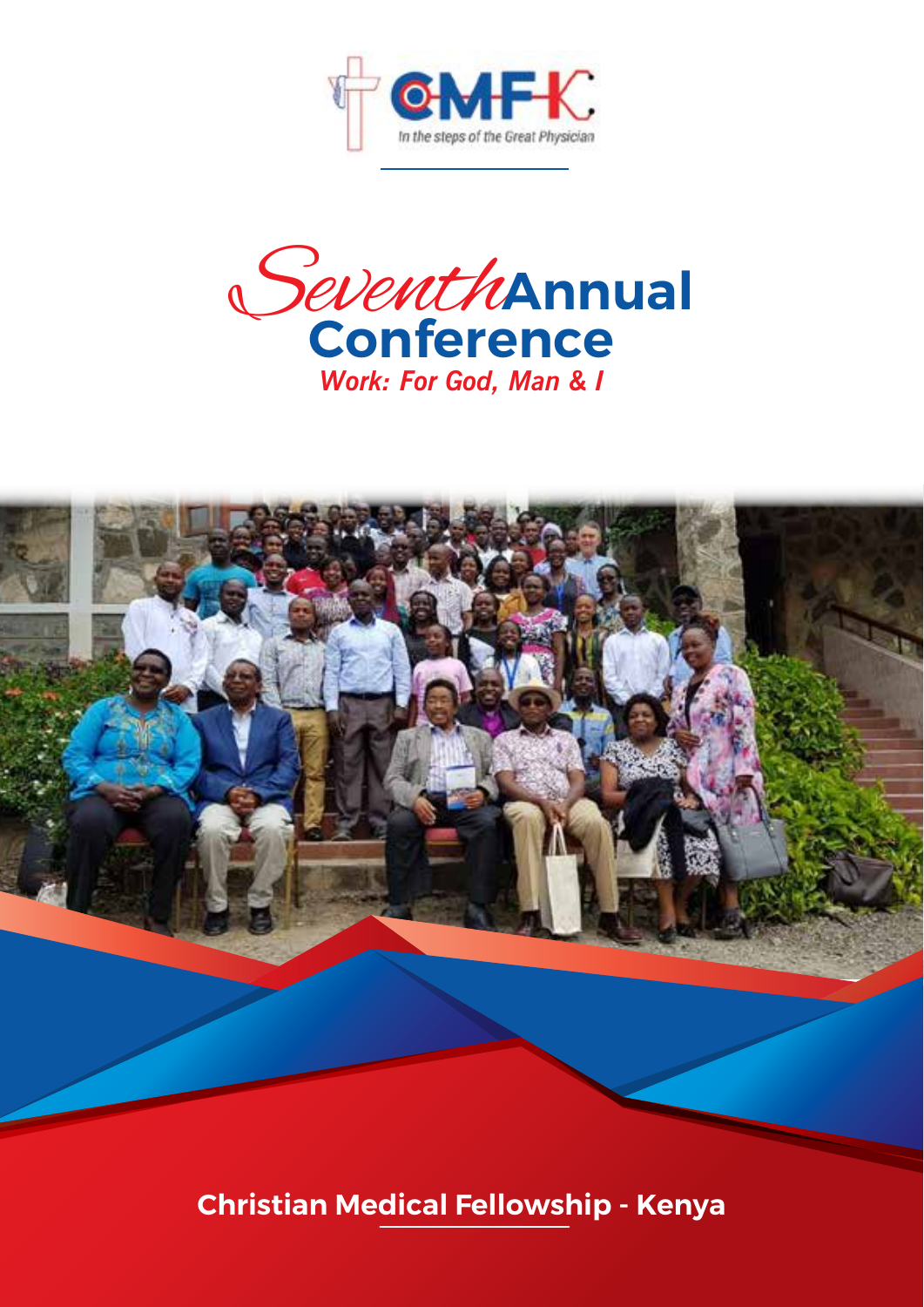CMFK

In the steps of the Great Physician

# Seventh Annual Conference

*Work: For God, Man & I*

**Christian Medical Fellowship - Kenya**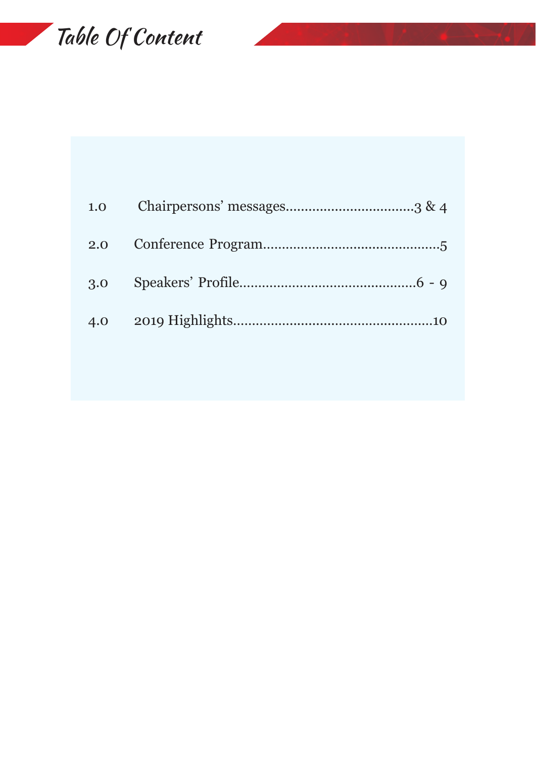# Table Of Content

| | | |
|---|---|---|
| 1.0 | Chairpersons' messages | 3 & 4 |
| 2.0 | Conference Program | 5 |
| 3.0 | Speakers' Profile | 6 - 9 |
| 4.0 | 2019 Highlights | 10 |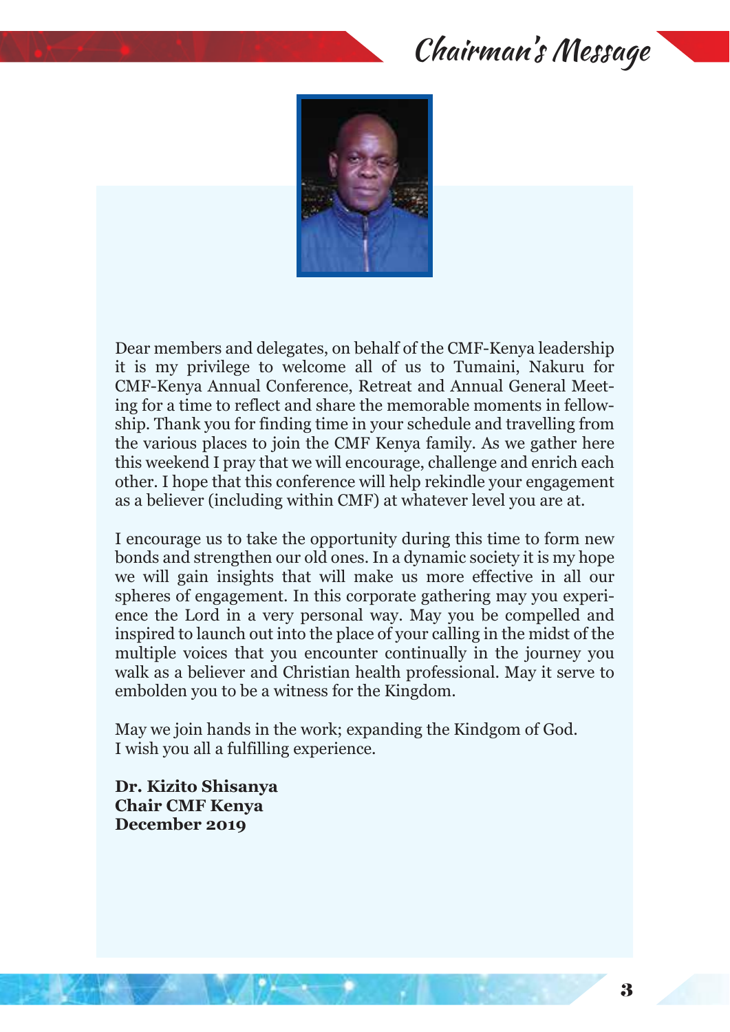# Chairman's Message

Dear members and delegates, on behalf of the CMF-Kenya leadership it is my privilege to welcome all of us to Tumaini, Nakuru for CMF-Kenya Annual Conference, Retreat and Annual General Meeting for a time to reflect and share the memorable moments in fellowship. Thank you for finding time in your schedule and travelling from the various places to join the CMF Kenya family. As we gather here this weekend I pray that we will encourage, challenge and enrich each other. I hope that this conference will help rekindle your engagement as a believer (including within CMF) at whatever level you are at.

I encourage us to take the opportunity during this time to form new bonds and strengthen our old ones. In a dynamic society it is my hope we will gain insights that will make us more effective in all our spheres of engagement. In this corporate gathering may you experience the Lord in a very personal way. May you be compelled and inspired to launch out into the place of your calling in the midst of the multiple voices that you encounter continually in the journey you walk as a believer and Christian health professional. May it serve to embolden you to be a witness for the Kingdom.

May we join hands in the work; expanding the Kindgom of God.
I wish you all a fulfilling experience.

**Dr. Kizito Shisanya**
**Chair CMF Kenya**
**December 2019**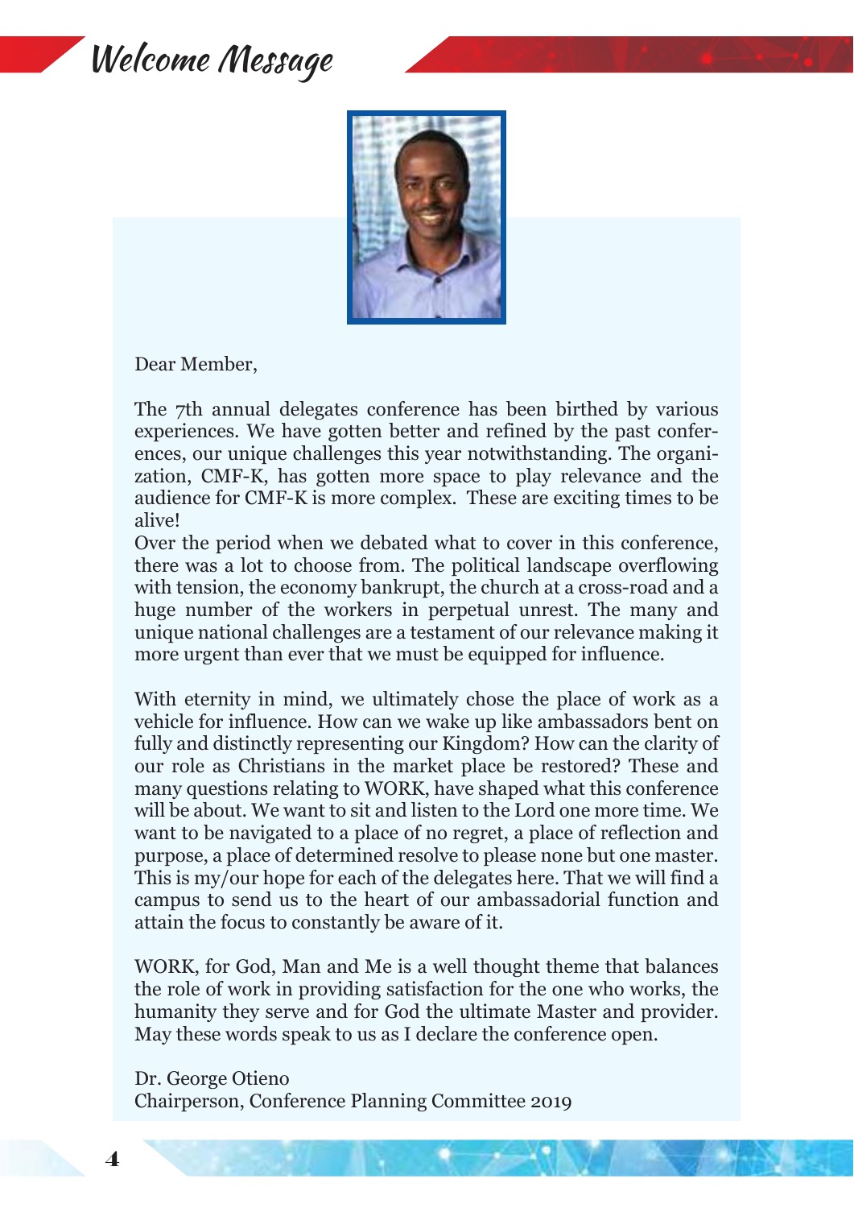# Welcome Message

Dear Member,

The 7th annual delegates conference has been birthed by various experiences. We have gotten better and refined by the past conferences, our unique challenges this year notwithstanding. The organization, CMF-K, has gotten more space to play relevance and the audience for CMF-K is more complex. These are exciting times to be alive!
Over the period when we debated what to cover in this conference, there was a lot to choose from. The political landscape overflowing with tension, the economy bankrupt, the church at a cross-road and a huge number of the workers in perpetual unrest. The many and unique national challenges are a testament of our relevance making it more urgent than ever that we must be equipped for influence.

With eternity in mind, we ultimately chose the place of work as a vehicle for influence. How can we wake up like ambassadors bent on fully and distinctly representing our Kingdom? How can the clarity of our role as Christians in the market place be restored? These and many questions relating to WORK, have shaped what this conference will be about. We want to sit and listen to the Lord one more time. We want to be navigated to a place of no regret, a place of reflection and purpose, a place of determined resolve to please none but one master. This is my/our hope for each of the delegates here. That we will find a campus to send us to the heart of our ambassadorial function and attain the focus to constantly be aware of it.

WORK, for God, Man and Me is a well thought theme that balances the role of work in providing satisfaction for the one who works, the humanity they serve and for God the ultimate Master and provider. May these words speak to us as I declare the conference open.

Dr. George Otieno
Chairperson, Conference Planning Committee 2019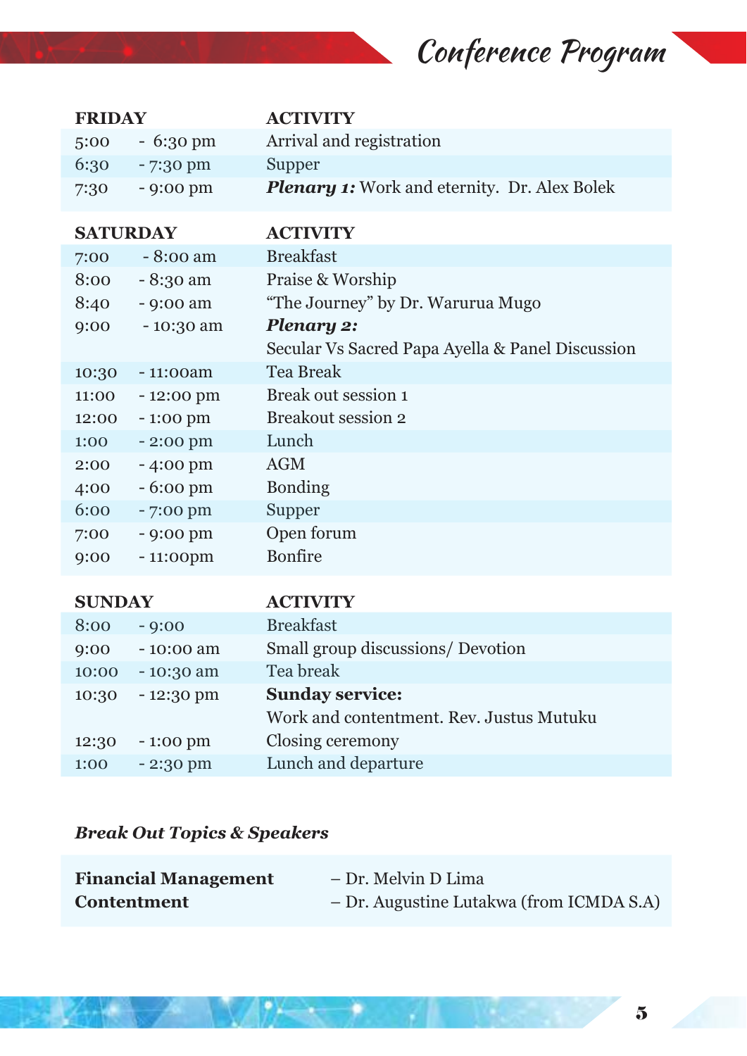# Conference Program

| FRIDAY | | ACTIVITY |
|---|---|---|
| 5:00 | - 6:30 pm | Arrival and registration |
| 6:30 | - 7:30 pm | Supper |
| 7:30 | - 9:00 pm | ***Plenary 1:*** Work and eternity. Dr. Alex Bolek |

| SATURDAY | | ACTIVITY |
|---|---|---|
| 7:00 | - 8:00 am | Breakfast |
| 8:00 | - 8:30 am | Praise & Worship |
| 8:40 | - 9:00 am | "The Journey" by Dr. Warurua Mugo |
| 9:00 | - 10:30 am | ***Plenary 2:*** Secular Vs Sacred Papa Ayella & Panel Discussion |
| 10:30 | - 11:00am | Tea Break |
| 11:00 | - 12:00 pm | Break out session 1 |
| 12:00 | - 1:00 pm | Breakout session 2 |
| 1:00 | - 2:00 pm | Lunch |
| 2:00 | - 4:00 pm | AGM |
| 4:00 | - 6:00 pm | Bonding |
| 6:00 | - 7:00 pm | Supper |
| 7:00 | - 9:00 pm | Open forum |
| 9:00 | - 11:00pm | Bonfire |

| SUNDAY | | ACTIVITY |
|---|---|---|
| 8:00 | - 9:00 | Breakfast |
| 9:00 | - 10:00 am | Small group discussions/ Devotion |
| 10:00 | - 10:30 am | Tea break |
| 10:30 | - 12:30 pm | **Sunday service:** Work and contentment. Rev. Justus Mutuku |
| 12:30 | - 1:00 pm | Closing ceremony |
| 1:00 | - 2:30 pm | Lunch and departure |

***Break Out Topics & Speakers***

| Topic | Speaker |
|---|---|
| **Financial Management** | – Dr. Melvin D Lima |
| **Contentment** | – Dr. Augustine Lutakwa (from ICMDA S.A) |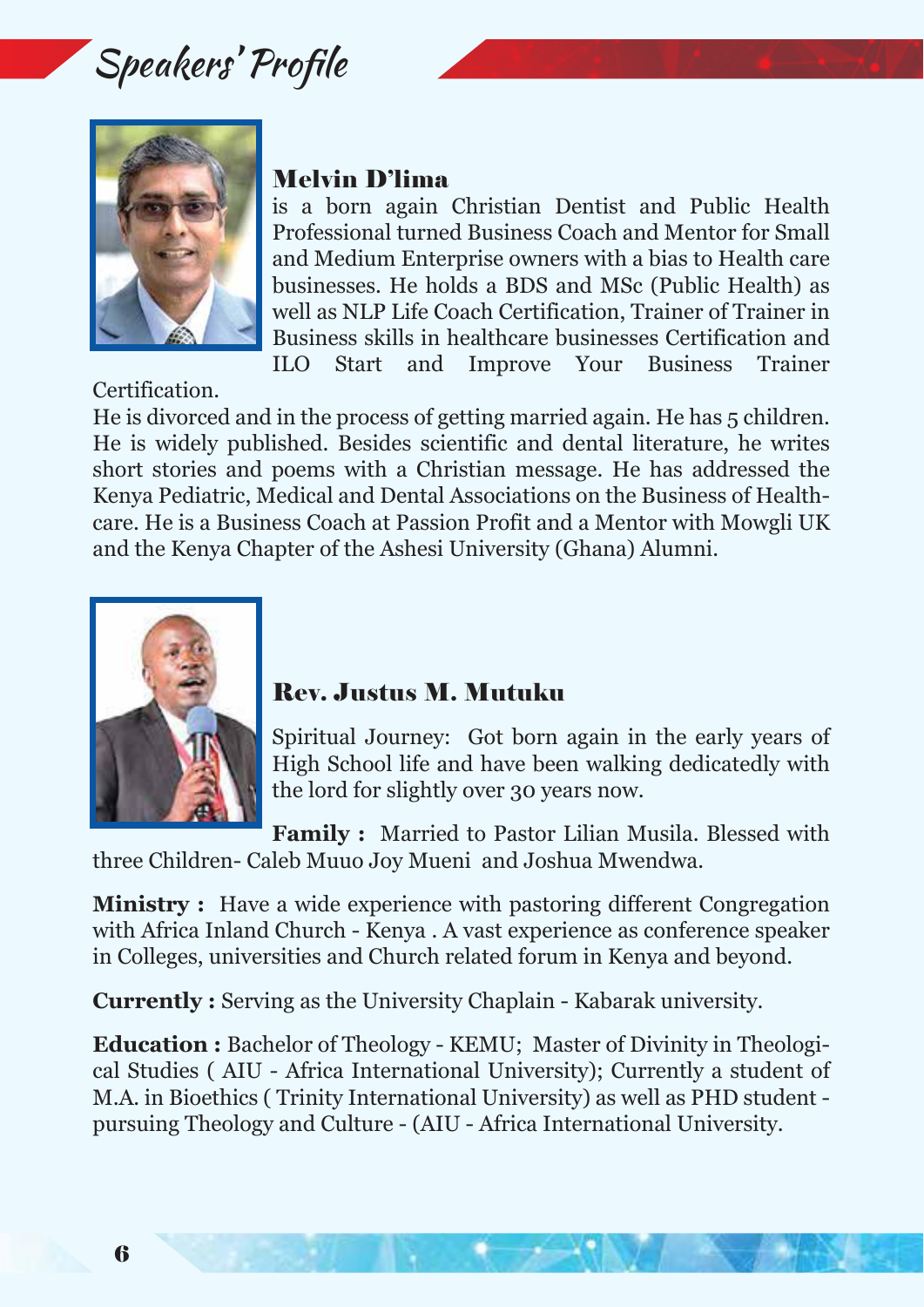# Speakers' Profile

## Melvin D'lima

is a born again Christian Dentist and Public Health Professional turned Business Coach and Mentor for Small and Medium Enterprise owners with a bias to Health care businesses. He holds a BDS and MSc (Public Health) as well as NLP Life Coach Certification, Trainer of Trainer in Business skills in healthcare businesses Certification and ILO Start and Improve Your Business Trainer Certification.

He is divorced and in the process of getting married again. He has 5 children. He is widely published. Besides scientific and dental literature, he writes short stories and poems with a Christian message. He has addressed the Kenya Pediatric, Medical and Dental Associations on the Business of Healthcare. He is a Business Coach at Passion Profit and a Mentor with Mowgli UK and the Kenya Chapter of the Ashesi University (Ghana) Alumni.

## Rev. Justus M. Mutuku

Spiritual Journey: Got born again in the early years of High School life and have been walking dedicatedly with the lord for slightly over 30 years now.

**Family :** Married to Pastor Lilian Musila. Blessed with three Children- Caleb Muuo Joy Mueni and Joshua Mwendwa.

**Ministry :** Have a wide experience with pastoring different Congregation with Africa Inland Church - Kenya . A vast experience as conference speaker in Colleges, universities and Church related forum in Kenya and beyond.

**Currently :** Serving as the University Chaplain - Kabarak university.

**Education :** Bachelor of Theology - KEMU; Master of Divinity in Theological Studies ( AIU - Africa International University); Currently a student of M.A. in Bioethics ( Trinity International University) as well as PHD student - pursuing Theology and Culture - (AIU - Africa International University.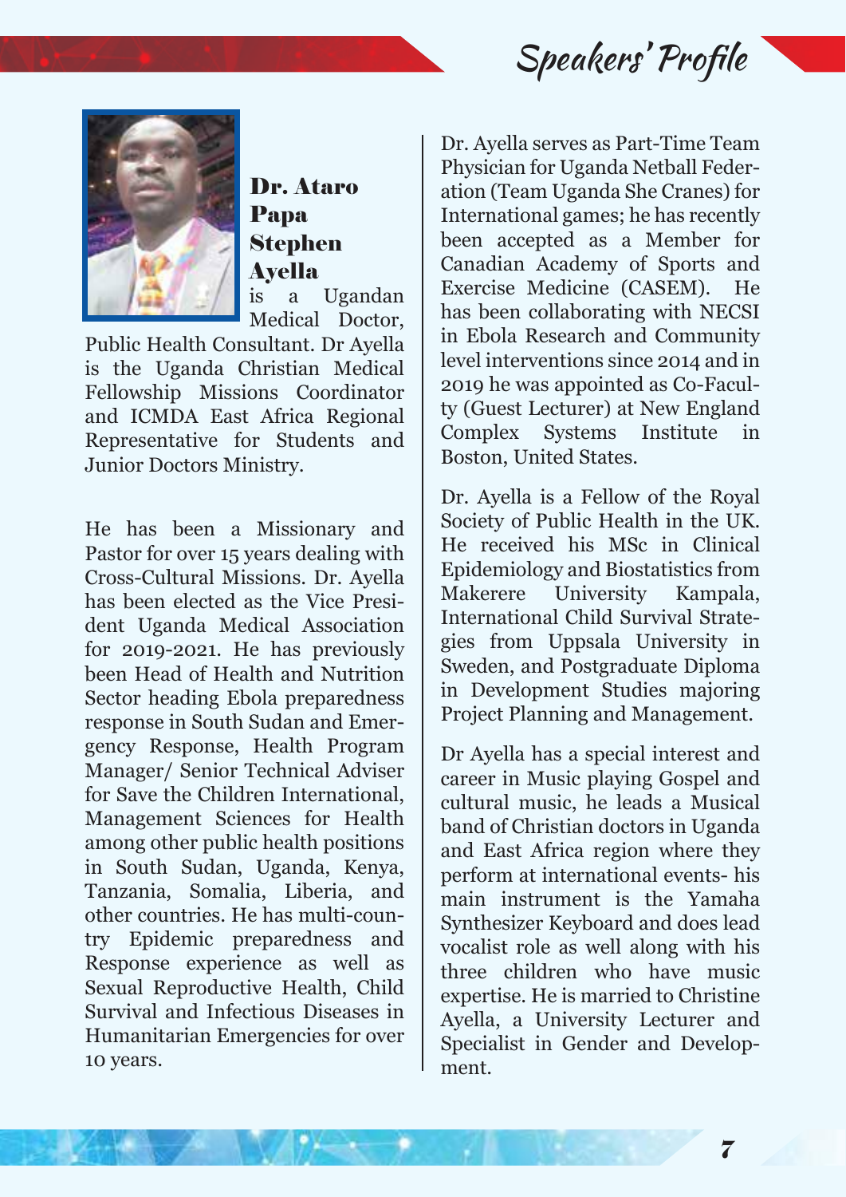## Speakers' Profile

**Dr. Ataro Papa Stephen Ayella** is a Ugandan Medical Doctor, Public Health Consultant. Dr Ayella is the Uganda Christian Medical Fellowship Missions Coordinator and ICMDA East Africa Regional Representative for Students and Junior Doctors Ministry.

He has been a Missionary and Pastor for over 15 years dealing with Cross-Cultural Missions. Dr. Ayella has been elected as the Vice President Uganda Medical Association for 2019-2021. He has previously been Head of Health and Nutrition Sector heading Ebola preparedness response in South Sudan and Emergency Response, Health Program Manager/ Senior Technical Adviser for Save the Children International, Management Sciences for Health among other public health positions in South Sudan, Uganda, Kenya, Tanzania, Somalia, Liberia, and other countries. He has multi-country Epidemic preparedness and Response experience as well as Sexual Reproductive Health, Child Survival and Infectious Diseases in Humanitarian Emergencies for over 10 years.

Dr. Ayella serves as Part-Time Team Physician for Uganda Netball Federation (Team Uganda She Cranes) for International games; he has recently been accepted as a Member for Canadian Academy of Sports and Exercise Medicine (CASEM). He has been collaborating with NECSI in Ebola Research and Community level interventions since 2014 and in 2019 he was appointed as Co-Faculty (Guest Lecturer) at New England Complex Systems Institute in Boston, United States.

Dr. Ayella is a Fellow of the Royal Society of Public Health in the UK. He received his MSc in Clinical Epidemiology and Biostatistics from Makerere University Kampala, International Child Survival Strategies from Uppsala University in Sweden, and Postgraduate Diploma in Development Studies majoring Project Planning and Management.

Dr Ayella has a special interest and career in Music playing Gospel and cultural music, he leads a Musical band of Christian doctors in Uganda and East Africa region where they perform at international events- his main instrument is the Yamaha Synthesizer Keyboard and does lead vocalist role as well along with his three children who have music expertise. He is married to Christine Ayella, a University Lecturer and Specialist in Gender and Development.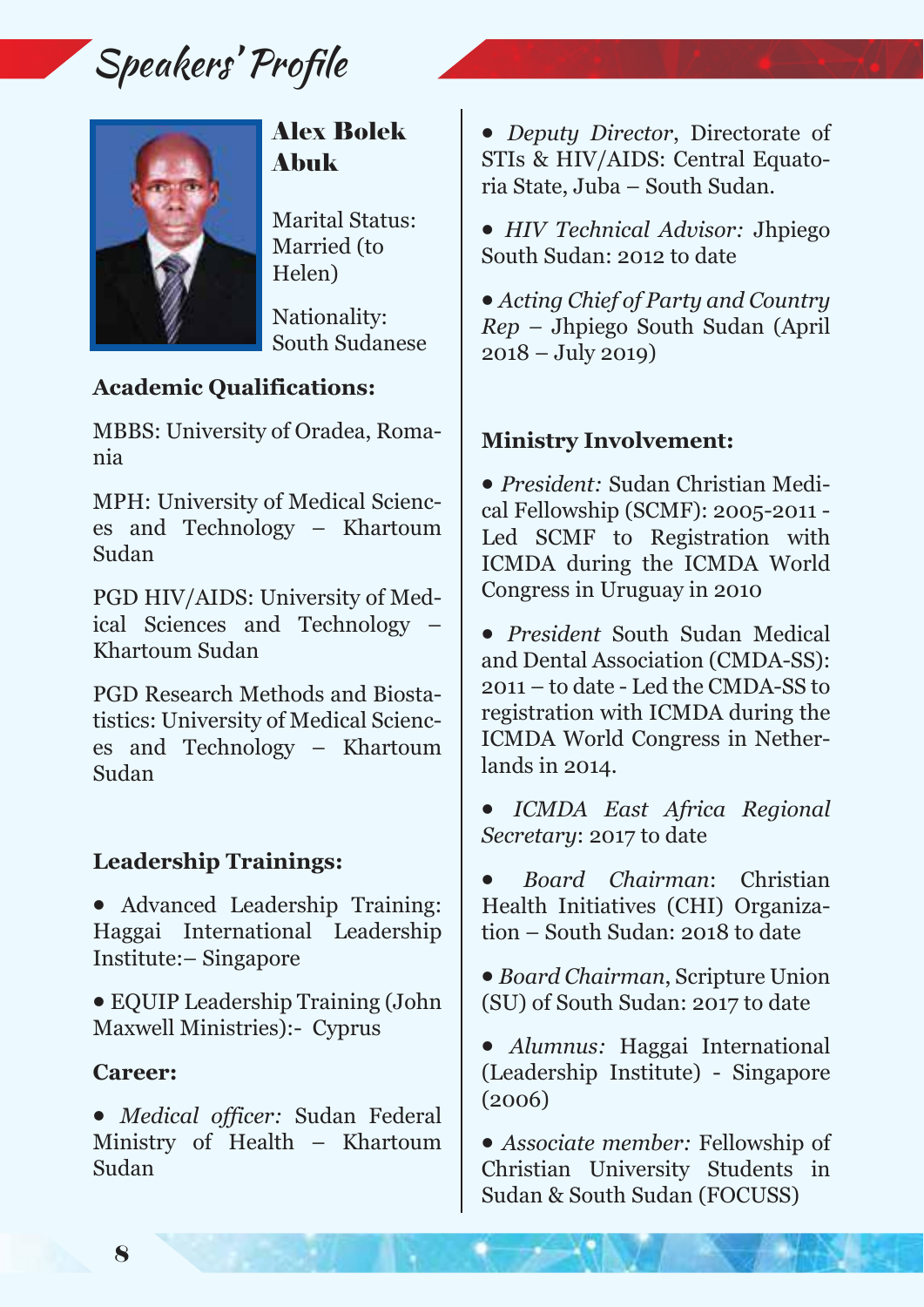# Speakers' Profile

## Alex Bolek Abuk

Marital Status: Married (to Helen)

Nationality: South Sudanese

**Academic Qualifications:**

MBBS: University of Oradea, Romania

MPH: University of Medical Sciences and Technology – Khartoum Sudan

PGD HIV/AIDS: University of Medical Sciences and Technology – Khartoum Sudan

PGD Research Methods and Biostatistics: University of Medical Sciences and Technology – Khartoum Sudan

**Leadership Trainings:**

- Advanced Leadership Training: Haggai International Leadership Institute:– Singapore
- EQUIP Leadership Training (John Maxwell Ministries):- Cyprus

**Career:**

- *Medical officer:* Sudan Federal Ministry of Health – Khartoum Sudan
- *Deputy Director*, Directorate of STIs & HIV/AIDS: Central Equatoria State, Juba – South Sudan.
- *HIV Technical Advisor:* Jhpiego South Sudan: 2012 to date
- *Acting Chief of Party and Country Rep* – Jhpiego South Sudan (April 2018 – July 2019)

**Ministry Involvement:**

- *President:* Sudan Christian Medical Fellowship (SCMF): 2005-2011 - Led SCMF to Registration with ICMDA during the ICMDA World Congress in Uruguay in 2010
- *President* South Sudan Medical and Dental Association (CMDA-SS): 2011 – to date - Led the CMDA-SS to registration with ICMDA during the ICMDA World Congress in Netherlands in 2014.
- *ICMDA East Africa Regional Secretary*: 2017 to date
- *Board Chairman*: Christian Health Initiatives (CHI) Organization – South Sudan: 2018 to date
- *Board Chairman*, Scripture Union (SU) of South Sudan: 2017 to date
- *Alumnus:* Haggai International (Leadership Institute) - Singapore (2006)
- *Associate member:* Fellowship of Christian University Students in Sudan & South Sudan (FOCUSS)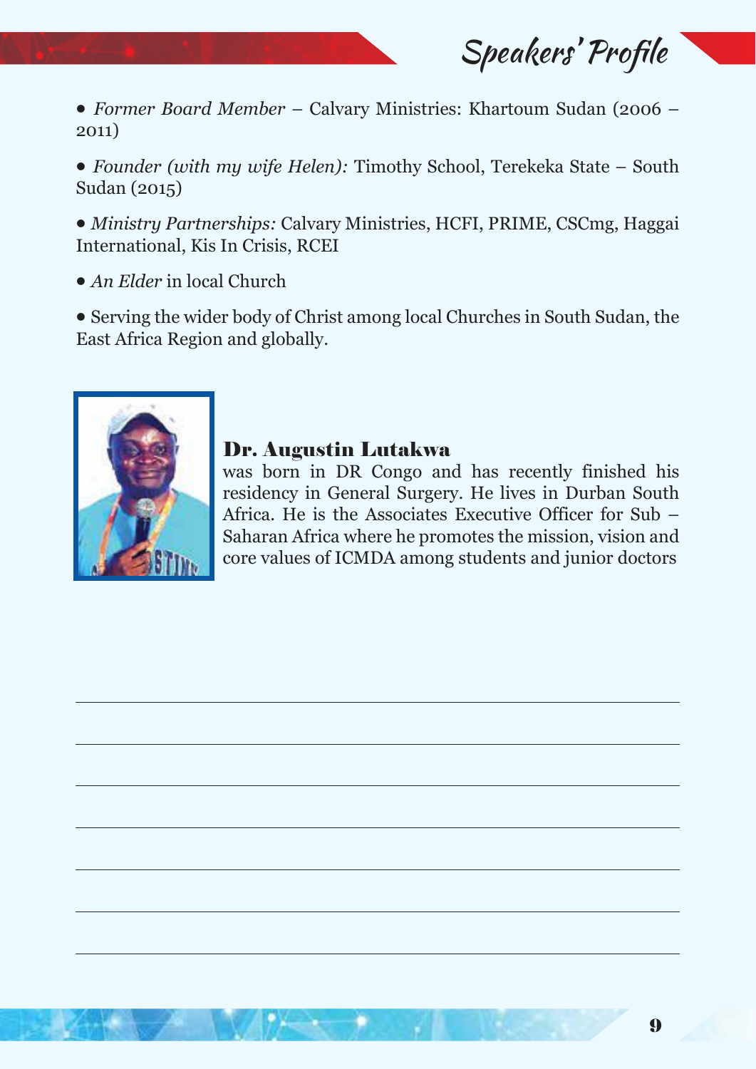- *Former Board Member* – Calvary Ministries: Khartoum Sudan (2006 – 2011)
- *Founder (with my wife Helen):* Timothy School, Terekeka State – South Sudan (2015)
- *Ministry Partnerships:* Calvary Ministries, HCFI, PRIME, CSCmg, Haggai International, Kis In Crisis, RCEI
- *An Elder* in local Church
- Serving the wider body of Christ among local Churches in South Sudan, the East Africa Region and globally.

**Dr. Augustin Lutakwa**
was born in DR Congo and has recently finished his residency in General Surgery. He lives in Durban South Africa. He is the Associates Executive Officer for Sub – Saharan Africa where he promotes the mission, vision and core values of ICMDA among students and junior doctors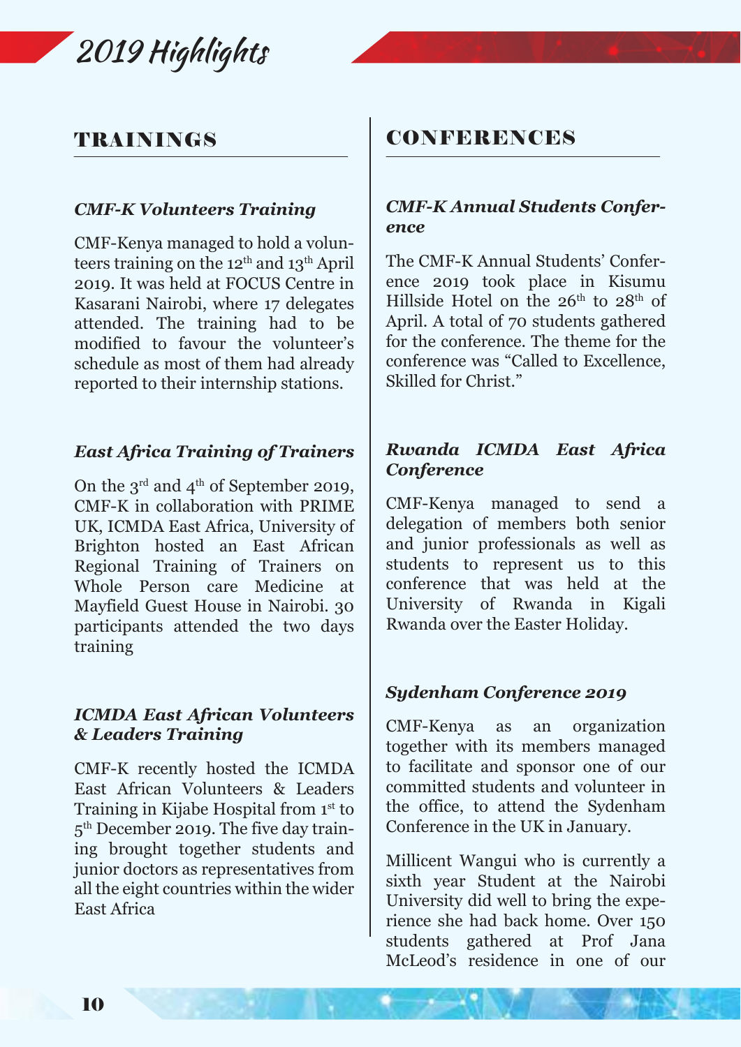# 2019 Highlights

## TRAININGS

### *CMF-K Volunteers Training*

CMF-Kenya managed to hold a volunteers training on the 12th and 13th April 2019. It was held at FOCUS Centre in Kasarani Nairobi, where 17 delegates attended. The training had to be modified to favour the volunteer's schedule as most of them had already reported to their internship stations.

### *East Africa Training of Trainers*

On the 3rd and 4th of September 2019, CMF-K in collaboration with PRIME UK, ICMDA East Africa, University of Brighton hosted an East African Regional Training of Trainers on Whole Person care Medicine at Mayfield Guest House in Nairobi. 30 participants attended the two days training

### *ICMDA East African Volunteers & Leaders Training*

CMF-K recently hosted the ICMDA East African Volunteers & Leaders Training in Kijabe Hospital from 1st to 5th December 2019. The five day training brought together students and junior doctors as representatives from all the eight countries within the wider East Africa

## CONFERENCES

### *CMF-K Annual Students Conference*

The CMF-K Annual Students' Conference 2019 took place in Kisumu Hillside Hotel on the 26th to 28th of April. A total of 70 students gathered for the conference. The theme for the conference was "Called to Excellence, Skilled for Christ."

### *Rwanda ICMDA East Africa Conference*

CMF-Kenya managed to send a delegation of members both senior and junior professionals as well as students to represent us to this conference that was held at the University of Rwanda in Kigali Rwanda over the Easter Holiday.

### *Sydenham Conference 2019*

CMF-Kenya as an organization together with its members managed to facilitate and sponsor one of our committed students and volunteer in the office, to attend the Sydenham Conference in the UK in January.

Millicent Wangui who is currently a sixth year Student at the Nairobi University did well to bring the experience she had back home. Over 150 students gathered at Prof Jana McLeod's residence in one of our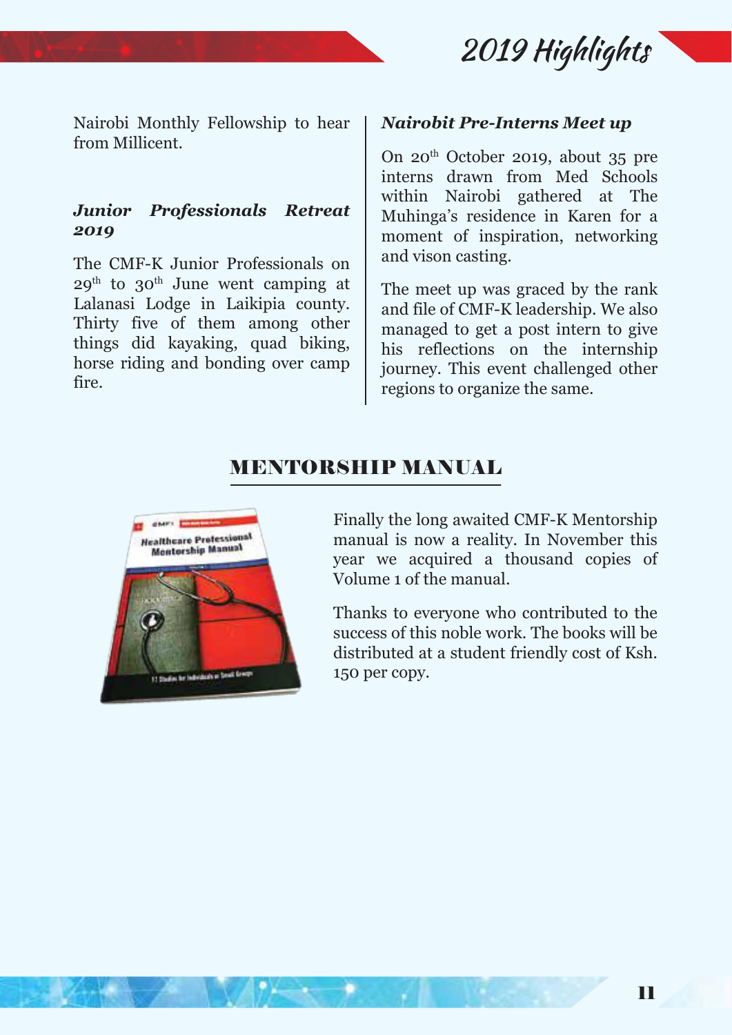Nairobi Monthly Fellowship to hear from Millicent.

### *Junior Professionals Retreat 2019*

The CMF-K Junior Professionals on 29th to 30th June went camping at Lalanasi Lodge in Laikipia county. Thirty five of them among other things did kayaking, quad biking, horse riding and bonding over camp fire.

### *Nairobit Pre-Interns Meet up*

On 20th October 2019, about 35 pre interns drawn from Med Schools within Nairobi gathered at The Muhinga's residence in Karen for a moment of inspiration, networking and vison casting.

The meet up was graced by the rank and file of CMF-K leadership. We also managed to get a post intern to give his reflections on the internship journey. This event challenged other regions to organize the same.

## MENTORSHIP MANUAL

Finally the long awaited CMF-K Mentorship manual is now a reality. In November this year we acquired a thousand copies of Volume 1 of the manual.

Thanks to everyone who contributed to the success of this noble work. The books will be distributed at a student friendly cost of Ksh. 150 per copy.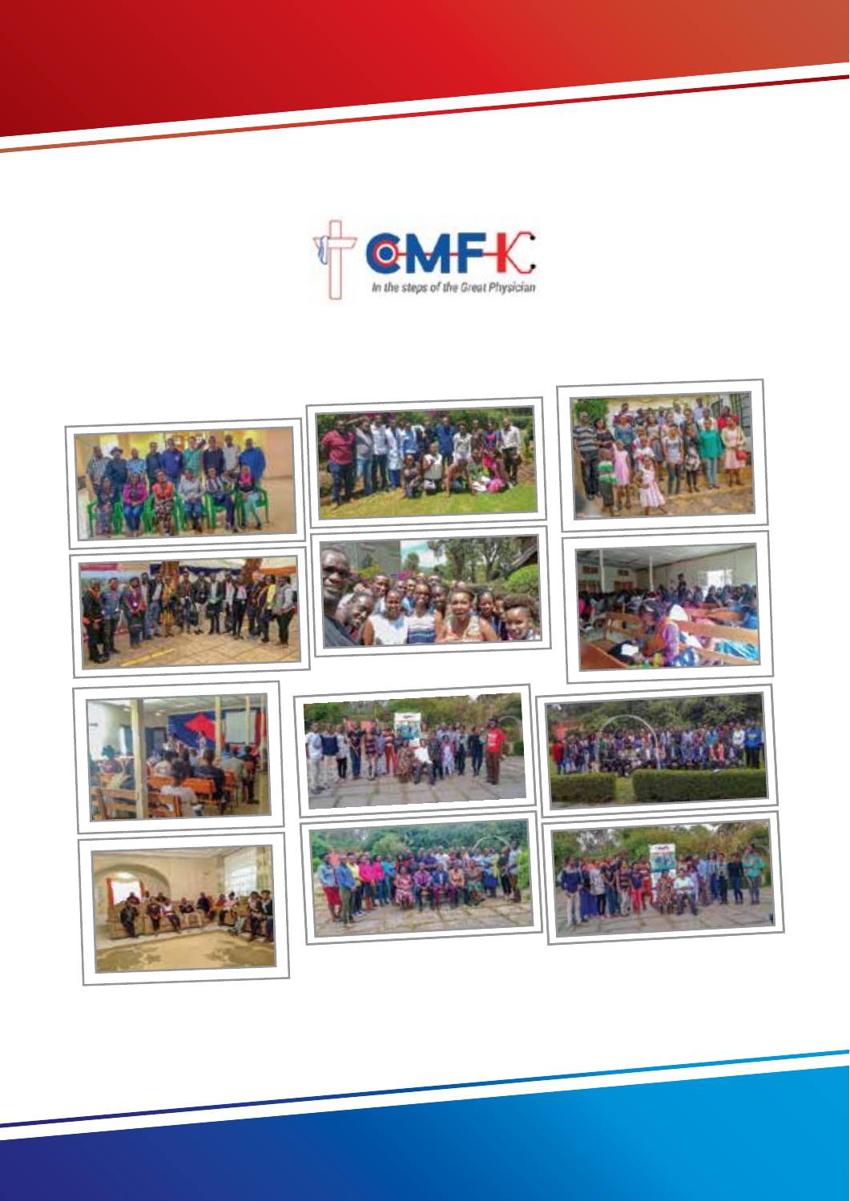CMF-K

*In the steps of the Great Physician*